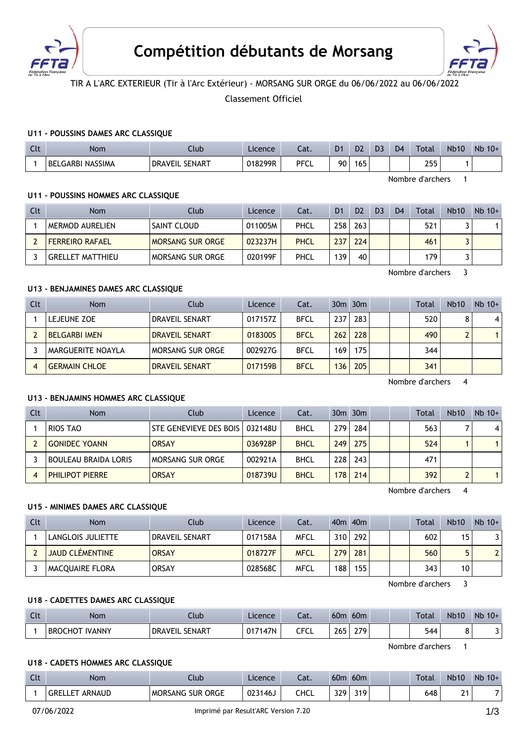# Compétition débutants de Morsang

TIR A L'ARC EXTERIEUR (Tir à l'Arc Extérieur) - MORSANG SUR ORGE du 06/06/2022 au 06/06/2022

Classement Officiel

### U11 - POUSSINS DAMES ARC CLASSIQUE

| Clt | Nom | Club | Licence | Cat. | D1 | D2 | D3 | D4 | Total | Nb10 | Nb 10+ |
|---|---|---|---|---|---|---|---|---|---|---|---|
| 1 | BELGARBI NASSIMA | DRAVEIL SENART | 018299R | PFCL | 90 | 165 | | | 255 | 1 | |

Nombre d'archers 1

### U11 - POUSSINS HOMMES ARC CLASSIQUE

| Clt | Nom | Club | Licence | Cat. | D1 | D2 | D3 | D4 | Total | Nb10 | Nb 10+ |
|---|---|---|---|---|---|---|---|---|---|---|---|
| 1 | MERMOD AURELIEN | SAINT CLOUD | 011005M | PHCL | 258 | 263 | | | 521 | 3 | 1 |
| 2 | FERREIRO RAFAEL | MORSANG SUR ORGE | 023237H | PHCL | 237 | 224 | | | 461 | 3 | |
| 3 | GRELLET MATTHIEU | MORSANG SUR ORGE | 020199F | PHCL | 139 | 40 | | | 179 | 3 | |

Nombre d'archers 3

### U13 - BENJAMINES DAMES ARC CLASSIQUE

| Clt | Nom | Club | Licence | Cat. | 30m | 30m | | | Total | Nb10 | Nb 10+ |
|---|---|---|---|---|---|---|---|---|---|---|---|
| 1 | LEJEUNE ZOE | DRAVEIL SENART | 017157Z | BFCL | 237 | 283 | | | 520 | 8 | 4 |
| 2 | BELGARBI IMEN | DRAVEIL SENART | 018300S | BFCL | 262 | 228 | | | 490 | 2 | 1 |
| 3 | MARGUERITE NOAYLA | MORSANG SUR ORGE | 002927G | BFCL | 169 | 175 | | | 344 | | |
| 4 | GERMAIN CHLOE | DRAVEIL SENART | 017159B | BFCL | 136 | 205 | | | 341 | | |

Nombre d'archers 4

### U13 - BENJAMINS HOMMES ARC CLASSIQUE

| Clt | Nom | Club | Licence | Cat. | 30m | 30m | | | Total | Nb10 | Nb 10+ |
|---|---|---|---|---|---|---|---|---|---|---|---|
| 1 | RIOS TAO | STE GENEVIEVE DES BOIS | 032148U | BHCL | 279 | 284 | | | 563 | 7 | 4 |
| 2 | GONIDEC YOANN | ORSAY | 036928P | BHCL | 249 | 275 | | | 524 | 1 | 1 |
| 3 | BOULEAU BRAIDA LORIS | MORSANG SUR ORGE | 002921A | BHCL | 228 | 243 | | | 471 | | |
| 4 | PHILIPOT PIERRE | ORSAY | 018739U | BHCL | 178 | 214 | | | 392 | 2 | 1 |

Nombre d'archers 4

### U15 - MINIMES DAMES ARC CLASSIQUE

| Clt | Nom | Club | Licence | Cat. | 40m | 40m | | | Total | Nb10 | Nb 10+ |
|---|---|---|---|---|---|---|---|---|---|---|---|
| 1 | LANGLOIS JULIETTE | DRAVEIL SENART | 017158A | MFCL | 310 | 292 | | | 602 | 15 | 3 |
| 2 | JAUD CLÉMENTINE | ORSAY | 018727F | MFCL | 279 | 281 | | | 560 | 5 | 2 |
| 3 | MACQUAIRE FLORA | ORSAY | 028568C | MFCL | 188 | 155 | | | 343 | 10 | |

Nombre d'archers 3

### U18 - CADETTES DAMES ARC CLASSIQUE

| Clt | Nom | Club | Licence | Cat. | 60m | 60m | | | Total | Nb10 | Nb 10+ |
|---|---|---|---|---|---|---|---|---|---|---|---|
| 1 | BROCHOT IVANNY | DRAVEIL SENART | 017147N | CFCL | 265 | 279 | | | 544 | 8 | 3 |

Nombre d'archers 1

### U18 - CADETS HOMMES ARC CLASSIQUE

| Clt | Nom | Club | Licence | Cat. | 60m | 60m | | | Total | Nb10 | Nb 10+ |
|---|---|---|---|---|---|---|---|---|---|---|---|
| 1 | GRELLET ARNAUD | MORSANG SUR ORGE | 023146J | CHCL | 329 | 319 | | | 648 | 21 | 7 |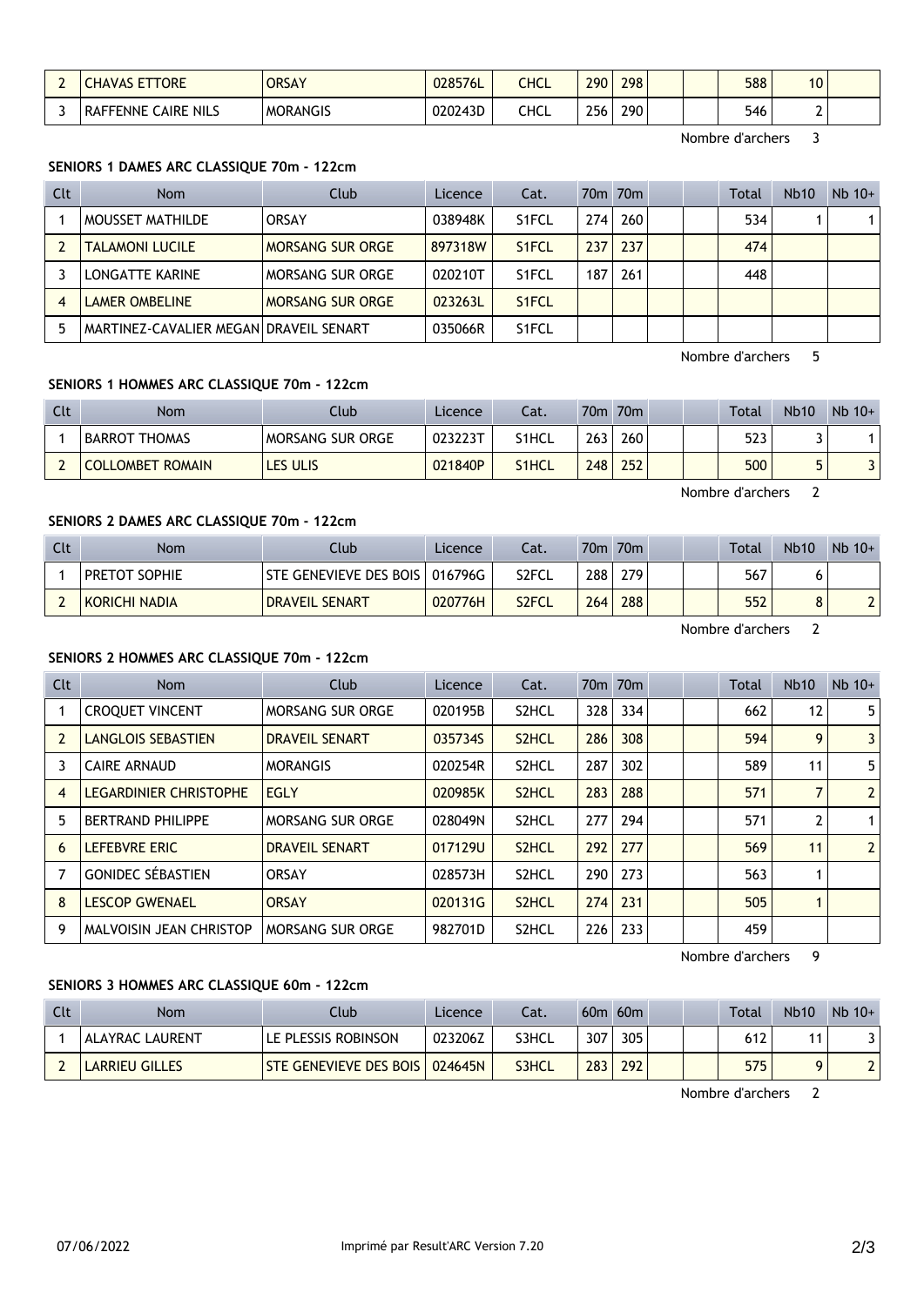| 2 | CHAVAS ETTORE | ORSAY | 028576L | CHCL | 290 | 298 | | | 588 | 10 | |
|---|---|---|---|---|---|---|---|---|---|---|---|
| 3 | RAFFENNE CAIRE NILS | MORANGIS | 020243D | CHCL | 256 | 290 | | | 546 | 2 | |

Nombre d'archers 3

### SENIORS 1 DAMES ARC CLASSIQUE 70m - 122cm

| Clt | Nom | Club | Licence | Cat. | 70m | 70m | | | Total | Nb10 | Nb 10+ |
|---|---|---|---|---|---|---|---|---|---|---|---|
| 1 | MOUSSET MATHILDE | ORSAY | 038948K | S1FCL | 274 | 260 | | | 534 | 1 | 1 |
| 2 | TALAMONI LUCILE | MORSANG SUR ORGE | 897318W | S1FCL | 237 | 237 | | | 474 | | |
| 3 | LONGATTE KARINE | MORSANG SUR ORGE | 020210T | S1FCL | 187 | 261 | | | 448 | | |
| 4 | LAMER OMBELINE | MORSANG SUR ORGE | 023263L | S1FCL | | | | | | | |
| 5 | MARTINEZ-CAVALIER MEGAN | DRAVEIL SENART | 035066R | S1FCL | | | | | | | |

Nombre d'archers 5

### SENIORS 1 HOMMES ARC CLASSIQUE 70m - 122cm

| Clt | Nom | Club | Licence | Cat. | 70m | 70m | | | Total | Nb10 | Nb 10+ |
|---|---|---|---|---|---|---|---|---|---|---|---|
| 1 | BARROT THOMAS | MORSANG SUR ORGE | 023223T | S1HCL | 263 | 260 | | | 523 | 3 | 1 |
| 2 | COLLOMBET ROMAIN | LES ULIS | 021840P | S1HCL | 248 | 252 | | | 500 | 5 | 3 |

Nombre d'archers 2

### SENIORS 2 DAMES ARC CLASSIQUE 70m - 122cm

| Clt | Nom | Club | Licence | Cat. | 70m | 70m | | | Total | Nb10 | Nb 10+ |
|---|---|---|---|---|---|---|---|---|---|---|---|
| 1 | PRETOT SOPHIE | STE GENEVIEVE DES BOIS | 016796G | S2FCL | 288 | 279 | | | 567 | 6 | |
| 2 | KORICHI NADIA | DRAVEIL SENART | 020776H | S2FCL | 264 | 288 | | | 552 | 8 | 2 |

Nombre d'archers 2

### SENIORS 2 HOMMES ARC CLASSIQUE 70m - 122cm

| Clt | Nom | Club | Licence | Cat. | 70m | 70m | | | Total | Nb10 | Nb 10+ |
|---|---|---|---|---|---|---|---|---|---|---|---|
| 1 | CROQUET VINCENT | MORSANG SUR ORGE | 020195B | S2HCL | 328 | 334 | | | 662 | 12 | 5 |
| 2 | LANGLOIS SEBASTIEN | DRAVEIL SENART | 035734S | S2HCL | 286 | 308 | | | 594 | 9 | 3 |
| 3 | CAIRE ARNAUD | MORANGIS | 020254R | S2HCL | 287 | 302 | | | 589 | 11 | 5 |
| 4 | LEGARDINIER CHRISTOPHE | EGLY | 020985K | S2HCL | 283 | 288 | | | 571 | 7 | 2 |
| 5 | BERTRAND PHILIPPE | MORSANG SUR ORGE | 028049N | S2HCL | 277 | 294 | | | 571 | 2 | 1 |
| 6 | LEFEBVRE ERIC | DRAVEIL SENART | 017129U | S2HCL | 292 | 277 | | | 569 | 11 | 2 |
| 7 | GONIDEC SÉBASTIEN | ORSAY | 028573H | S2HCL | 290 | 273 | | | 563 | 1 | |
| 8 | LESCOP GWENAEL | ORSAY | 020131G | S2HCL | 274 | 231 | | | 505 | 1 | |
| 9 | MALVOISIN JEAN CHRISTOP | MORSANG SUR ORGE | 982701D | S2HCL | 226 | 233 | | | 459 | | |

Nombre d'archers 9

### SENIORS 3 HOMMES ARC CLASSIQUE 60m - 122cm

| Clt | Nom | Club | Licence | Cat. | 60m | 60m | | | Total | Nb10 | Nb 10+ |
|---|---|---|---|---|---|---|---|---|---|---|---|
| 1 | ALAYRAC LAURENT | LE PLESSIS ROBINSON | 023206Z | S3HCL | 307 | 305 | | | 612 | 11 | 3 |
| 2 | LARRIEU GILLES | STE GENEVIEVE DES BOIS | 024645N | S3HCL | 283 | 292 | | | 575 | 9 | 2 |

Nombre d'archers 2

07/06/2022 Imprimé par Result'ARC Version 7.20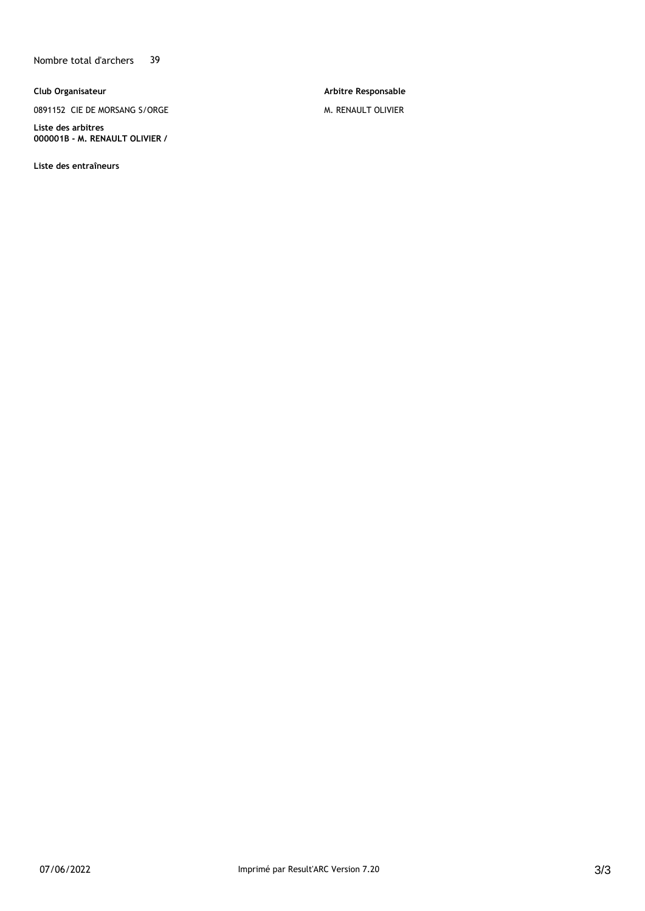Nombre total d'archers 39

**Club Organisateur**

0891152 CIE DE MORSANG S/ORGE

**Arbitre Responsable**

M. RENAULT OLIVIER

**Liste des arbitres**
**000001B - M. RENAULT OLIVIER /**

**Liste des entraîneurs**

07/06/2022 Imprimé par Result'ARC Version 7.20